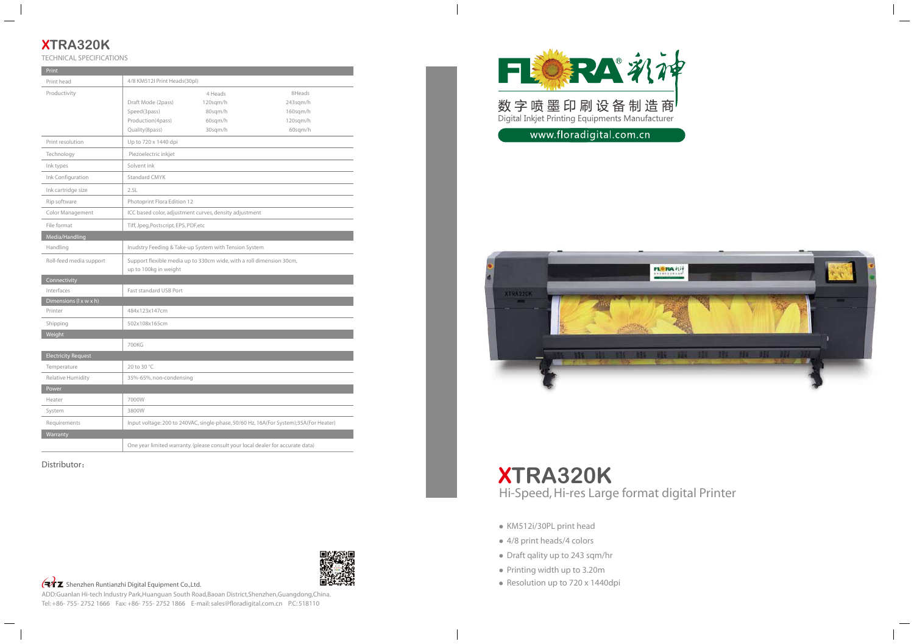# XTRA320K

TECHNICAL SPECIFICATIONS

| Print | | | |
|---|---|---|---|
| Print head | 4/8 KM512I Print Heads(30pl) | | |
| Productivity | | 4 Heads | 8Heads |
| | Draft Mode (2pass) | 120sqm/h | 243sqm/h |
| | Speed(3pass) | 80sqm/h | 160sqm/h |
| | Production(4pass) | 60sqm/h | 120sqm/h |
| | Quality(8pass) | 30sqm/h | 60sqm/h |
| Print resolution | Up to 720 x 1440 dpi | | |
| Technology | Piezoelectric inkjet | | |
| Ink types | Solvent ink | | |
| Ink Configuration | Standard CMYK | | |
| Ink cartridge size | 2.5L | | |
| Rip software | Photoprint Flora Edition 12 | | |
| Color Management | ICC based color, adjustment curves, density adjustment | | |
| File format | Tiff, Jpeg,Postscript, EPS, PDF,etc | | |
| **Media/Handling** | | | |
| Handling | Inudstry Feeding & Take-up System with Tension System | | |
| Roll-feed media support | Support flexible media up to 330cm wide, with a roll dimension 30cm, up to 100kg in weight | | |
| **Connectivity** | | | |
| Interfaces | Fast standard USB Port | | |
| **Dimensions (l x w x h)** | | | |
| Printer | 484x123x147cm | | |
| Shipping | 502x108x165cm | | |
| **Weight** | | | |
| | 700KG | | |
| **Electricity Request** | | | |
| Temperature | 20 to 30 °C | | |
| Relative Humidity | 35%-65%, non-condensing | | |
| **Power** | | | |
| Heater | 7000W | | |
| System | 3800W | | |
| Requirements | Input voltage: 200 to 240VAC, single-phase, 50/60 Hz, 16A(For System);35A(For Heater) | | |
| **Warranty** | | | |
| | One year limited warranty. (please consult your local dealer for accurate data) | | |

Distributor：

Shenzhen Runtianzhi Digital Equipment Co.,Ltd.

ADD:Guanlan Hi-tech Industry Park,Huanguan South Road,Baoan District,Shenzhen,Guangdong,China.

Tel: +86- 755- 2752 1666 Fax: +86- 755- 2752 1866 E-mail: sales@floradigital.com.cn P.C: 518110

FLORA® 彩神

数字喷墨印刷设备制造商

Digital Inkjet Printing Equipments Manufacturer

www.floradigital.com.cn

# XTRA320K

## Hi-Speed, Hi-res Large format digital Printer

- KM512i/30PL print head
- 4/8 print heads/4 colors
- Draft qality up to 243 sqm/hr
- Printing width up to 3.20m
- Resolution up to 720 x 1440dpi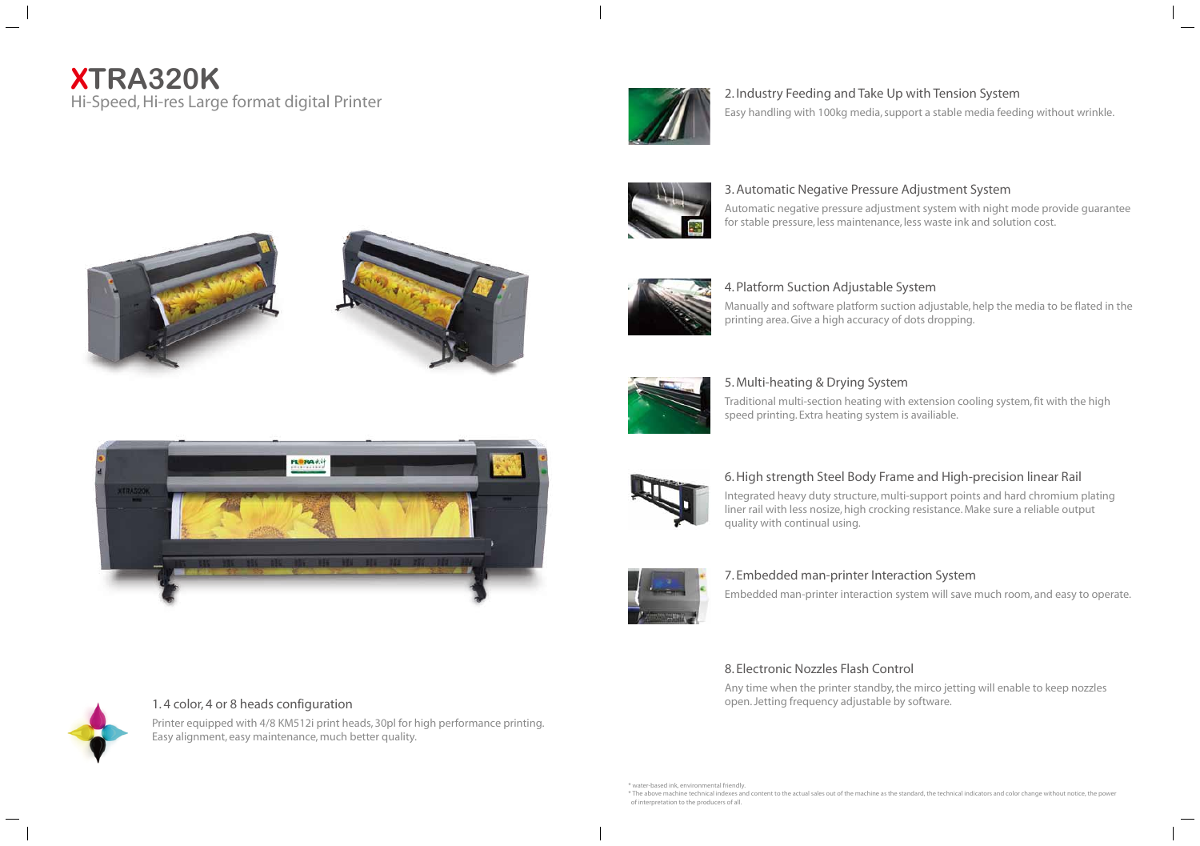# XTRA320K

Hi-Speed, Hi-res Large format digital Printer

### 1. 4 color, 4 or 8 heads configuration

Printer equipped with 4/8 KM512i print heads, 30pl for high performance printing. Easy alignment, easy maintenance, much better quality.

### 2. Industry Feeding and Take Up with Tension System

Easy handling with 100kg media, support a stable media feeding without wrinkle.

### 3. Automatic Negative Pressure Adjustment System

Automatic negative pressure adjustment system with night mode provide guarantee for stable pressure, less maintenance, less waste ink and solution cost.

### 4. Platform Suction Adjustable System

Manually and software platform suction adjustable, help the media to be flated in the printing area. Give a high accuracy of dots dropping.

### 5. Multi-heating & Drying System

Traditional multi-section heating with extension cooling system, fit with the high speed printing. Extra heating system is availiable.

### 6. High strength Steel Body Frame and High-precision linear Rail

Integrated heavy duty structure, multi-support points and hard chromium plating liner rail with less nosize, high crocking resistance. Make sure a reliable output quality with continual using.

### 7. Embedded man-printer Interaction System

Embedded man-printer interaction system will save much room, and easy to operate.

### 8. Electronic Nozzles Flash Control

Any time when the printer standby, the mirco jetting will enable to keep nozzles open. Jetting frequency adjustable by software.

* water-based ink, environmental friendly.
* The above machine technical indexes and content to the actual sales out of the machine as the standard, the technical indicators and color change without notice, the power of interpretation to the producers of all.